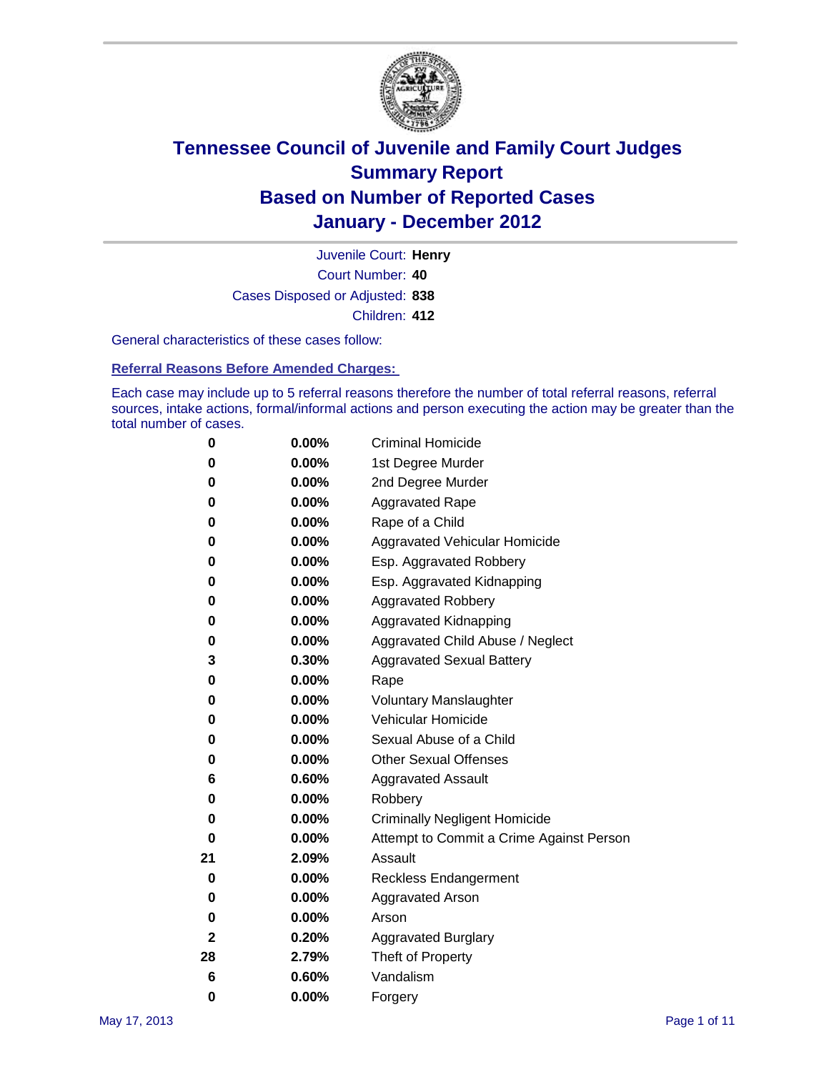# Tennessee Council of Juvenile and Family Court Judges
# Summary Report
# Based on Number of Reported Cases
# January - December 2012

Juvenile Court: **Henry**
Court Number: **40**
Cases Disposed or Adjusted: **838**
Children: **412**

General characteristics of these cases follow:

**Referral Reasons Before Amended Charges:**

Each case may include up to 5 referral reasons therefore the number of total referral reasons, referral sources, intake actions, formal/informal actions and person executing the action may be greater than the total number of cases.

| | | |
|---|---|---|
| 0 | 0.00% | Criminal Homicide |
| 0 | 0.00% | 1st Degree Murder |
| 0 | 0.00% | 2nd Degree Murder |
| 0 | 0.00% | Aggravated Rape |
| 0 | 0.00% | Rape of a Child |
| 0 | 0.00% | Aggravated Vehicular Homicide |
| 0 | 0.00% | Esp. Aggravated Robbery |
| 0 | 0.00% | Esp. Aggravated Kidnapping |
| 0 | 0.00% | Aggravated Robbery |
| 0 | 0.00% | Aggravated Kidnapping |
| 0 | 0.00% | Aggravated Child Abuse / Neglect |
| 3 | 0.30% | Aggravated Sexual Battery |
| 0 | 0.00% | Rape |
| 0 | 0.00% | Voluntary Manslaughter |
| 0 | 0.00% | Vehicular Homicide |
| 0 | 0.00% | Sexual Abuse of a Child |
| 0 | 0.00% | Other Sexual Offenses |
| 6 | 0.60% | Aggravated Assault |
| 0 | 0.00% | Robbery |
| 0 | 0.00% | Criminally Negligent Homicide |
| 0 | 0.00% | Attempt to Commit a Crime Against Person |
| 21 | 2.09% | Assault |
| 0 | 0.00% | Reckless Endangerment |
| 0 | 0.00% | Aggravated Arson |
| 0 | 0.00% | Arson |
| 2 | 0.20% | Aggravated Burglary |
| 28 | 2.79% | Theft of Property |
| 6 | 0.60% | Vandalism |
| 0 | 0.00% | Forgery |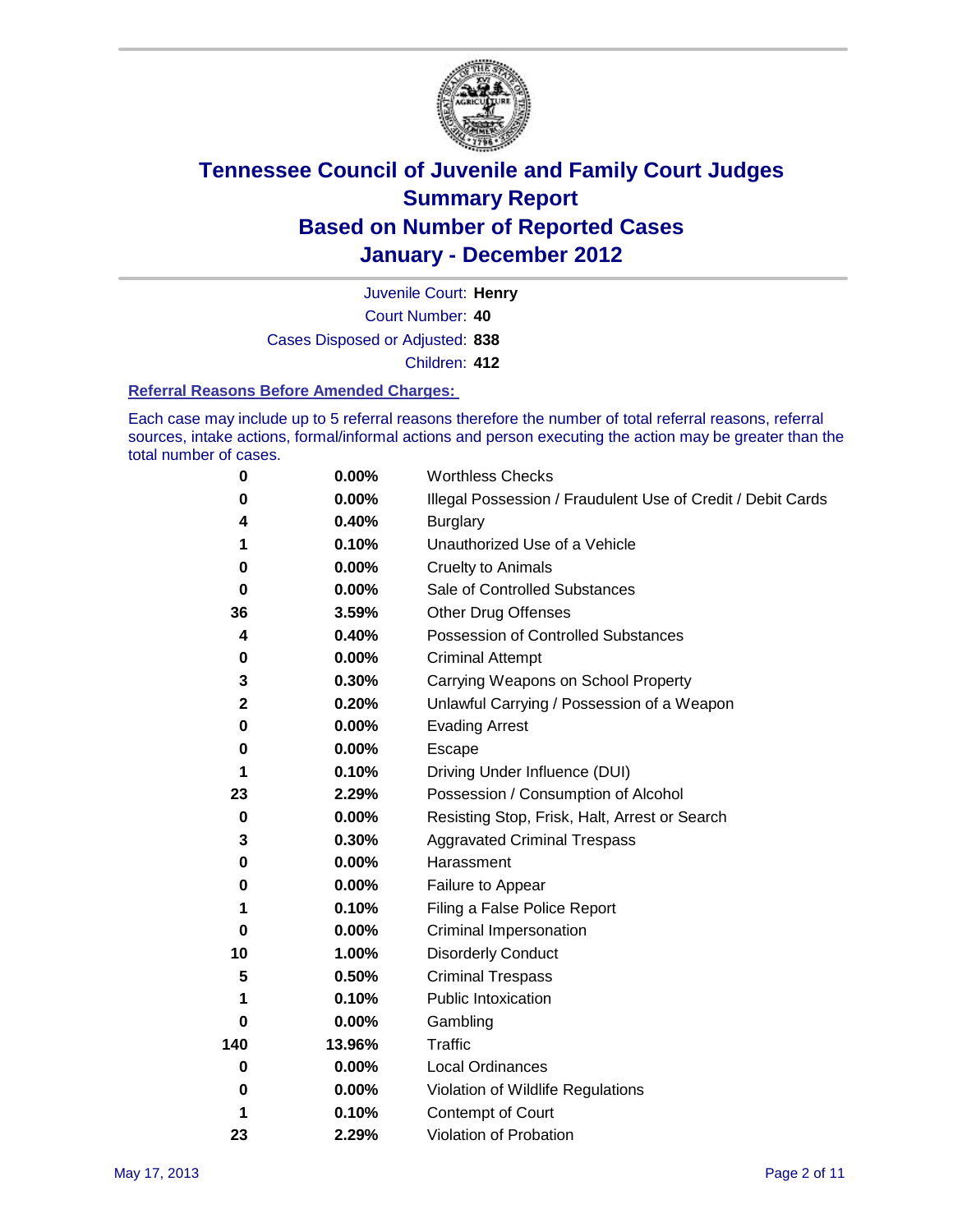# Tennessee Council of Juvenile and Family Court Judges
# Summary Report
# Based on Number of Reported Cases
# January - December 2012

Juvenile Court: **Henry**

Court Number: **40**

Cases Disposed or Adjusted: **838**

Children: **412**

### Referral Reasons Before Amended Charges:

Each case may include up to 5 referral reasons therefore the number of total referral reasons, referral sources, intake actions, formal/informal actions and person executing the action may be greater than the total number of cases.

| | | |
|---|---|---|
| 0 | 0.00% | Worthless Checks |
| 0 | 0.00% | Illegal Possession / Fraudulent Use of Credit / Debit Cards |
| 4 | 0.40% | Burglary |
| 1 | 0.10% | Unauthorized Use of a Vehicle |
| 0 | 0.00% | Cruelty to Animals |
| 0 | 0.00% | Sale of Controlled Substances |
| 36 | 3.59% | Other Drug Offenses |
| 4 | 0.40% | Possession of Controlled Substances |
| 0 | 0.00% | Criminal Attempt |
| 3 | 0.30% | Carrying Weapons on School Property |
| 2 | 0.20% | Unlawful Carrying / Possession of a Weapon |
| 0 | 0.00% | Evading Arrest |
| 0 | 0.00% | Escape |
| 1 | 0.10% | Driving Under Influence (DUI) |
| 23 | 2.29% | Possession / Consumption of Alcohol |
| 0 | 0.00% | Resisting Stop, Frisk, Halt, Arrest or Search |
| 3 | 0.30% | Aggravated Criminal Trespass |
| 0 | 0.00% | Harassment |
| 0 | 0.00% | Failure to Appear |
| 1 | 0.10% | Filing a False Police Report |
| 0 | 0.00% | Criminal Impersonation |
| 10 | 1.00% | Disorderly Conduct |
| 5 | 0.50% | Criminal Trespass |
| 1 | 0.10% | Public Intoxication |
| 0 | 0.00% | Gambling |
| 140 | 13.96% | Traffic |
| 0 | 0.00% | Local Ordinances |
| 0 | 0.00% | Violation of Wildlife Regulations |
| 1 | 0.10% | Contempt of Court |
| 23 | 2.29% | Violation of Probation |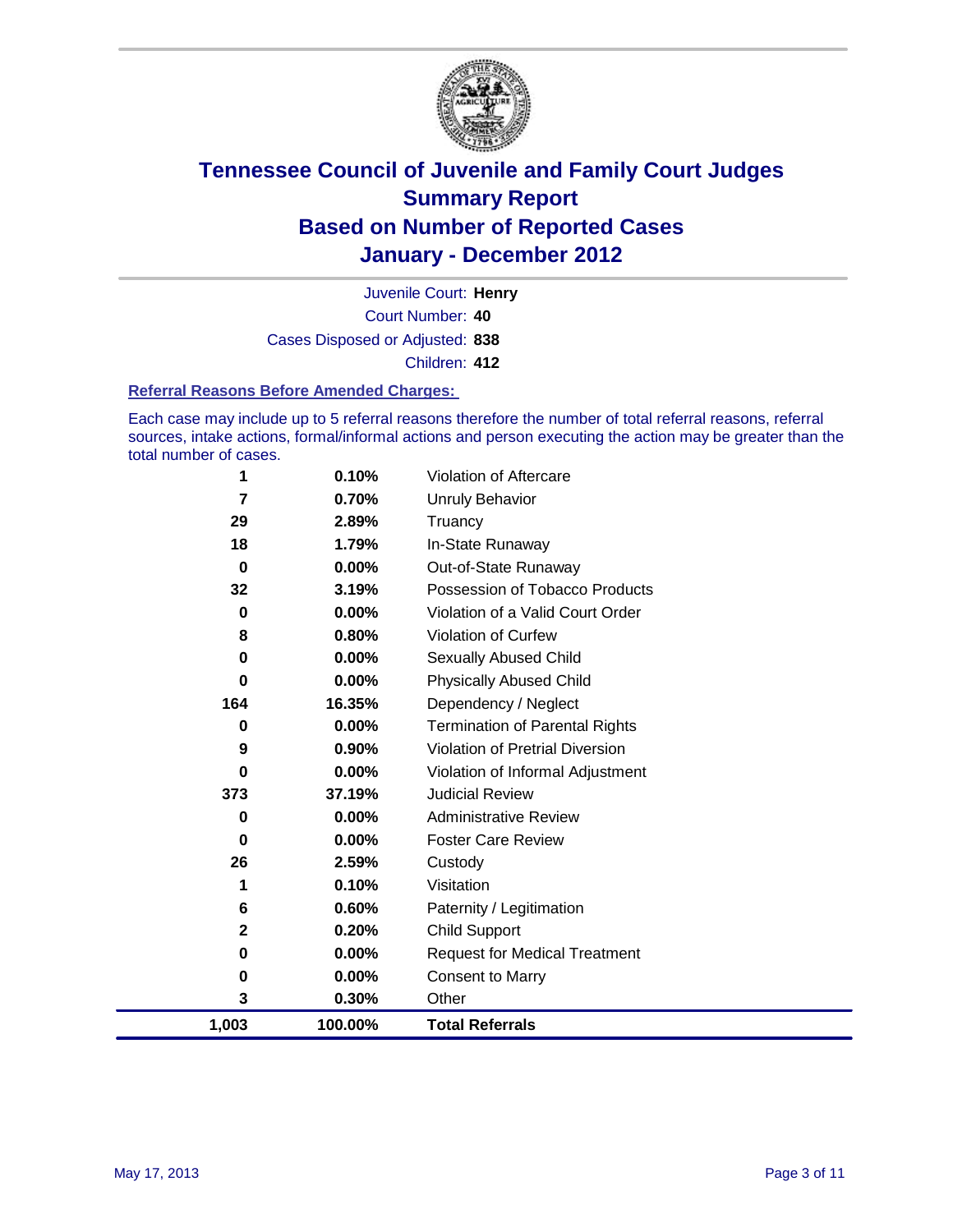# Tennessee Council of Juvenile and Family Court Judges
## Summary Report
## Based on Number of Reported Cases
## January - December 2012

Juvenile Court: **Henry**
Court Number: **40**
Cases Disposed or Adjusted: **838**
Children: **412**

### Referral Reasons Before Amended Charges:

Each case may include up to 5 referral reasons therefore the number of total referral reasons, referral sources, intake actions, formal/informal actions and person executing the action may be greater than the total number of cases.

| Count | Percent | Referral Reason |
|---|---|---|
| 1 | 0.10% | Violation of Aftercare |
| 7 | 0.70% | Unruly Behavior |
| 29 | 2.89% | Truancy |
| 18 | 1.79% | In-State Runaway |
| 0 | 0.00% | Out-of-State Runaway |
| 32 | 3.19% | Possession of Tobacco Products |
| 0 | 0.00% | Violation of a Valid Court Order |
| 8 | 0.80% | Violation of Curfew |
| 0 | 0.00% | Sexually Abused Child |
| 0 | 0.00% | Physically Abused Child |
| 164 | 16.35% | Dependency / Neglect |
| 0 | 0.00% | Termination of Parental Rights |
| 9 | 0.90% | Violation of Pretrial Diversion |
| 0 | 0.00% | Violation of Informal Adjustment |
| 373 | 37.19% | Judicial Review |
| 0 | 0.00% | Administrative Review |
| 0 | 0.00% | Foster Care Review |
| 26 | 2.59% | Custody |
| 1 | 0.10% | Visitation |
| 6 | 0.60% | Paternity / Legitimation |
| 2 | 0.20% | Child Support |
| 0 | 0.00% | Request for Medical Treatment |
| 0 | 0.00% | Consent to Marry |
| 3 | 0.30% | Other |
| **1,003** | **100.00%** | **Total Referrals** |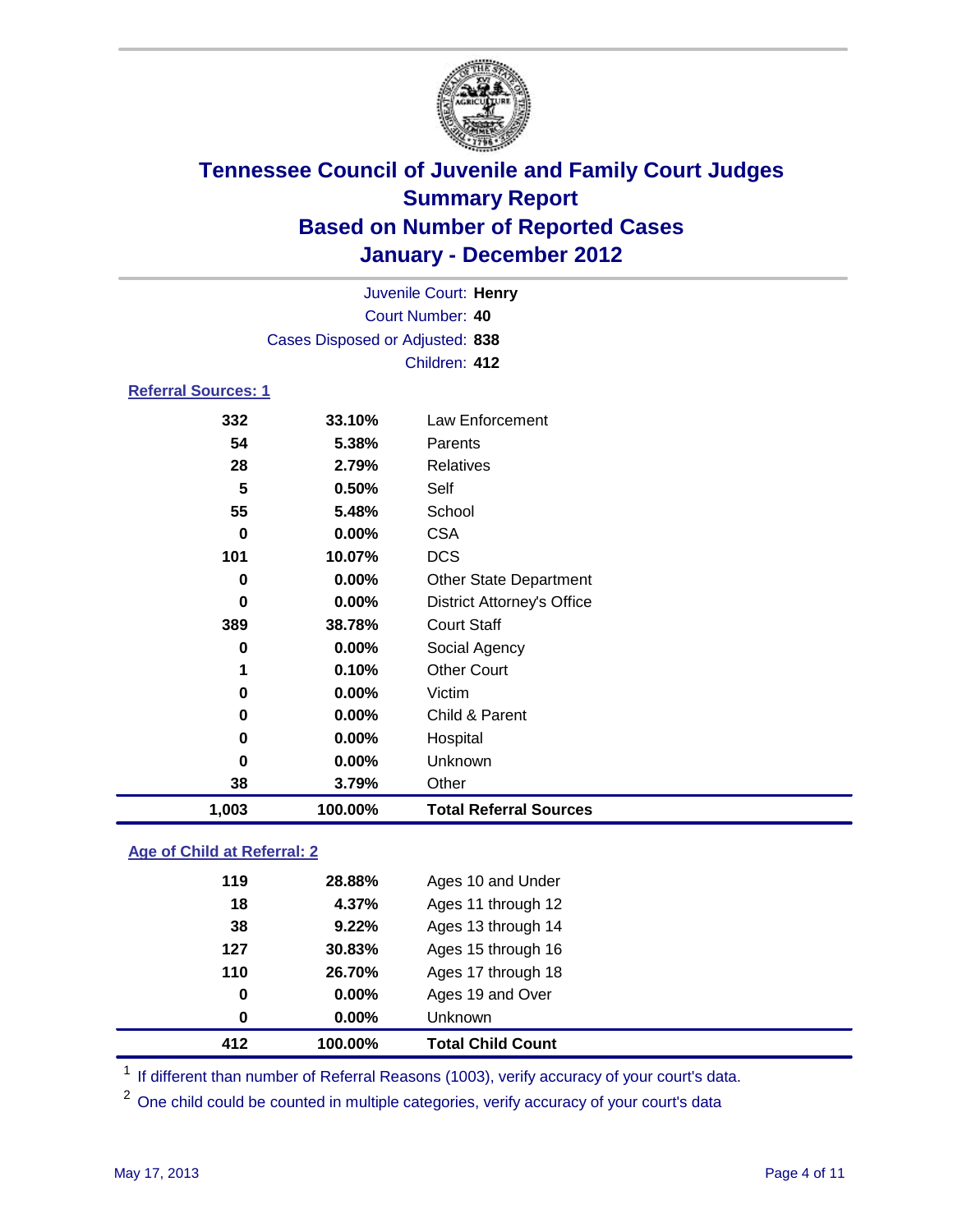# Tennessee Council of Juvenile and Family Court Judges
## Summary Report
## Based on Number of Reported Cases
## January - December 2012

Juvenile Court: **Henry**
Court Number: **40**
Cases Disposed or Adjusted: **838**
Children: **412**

### Referral Sources: 1

| | | |
|---|---|---|
| 332 | 33.10% | Law Enforcement |
| 54 | 5.38% | Parents |
| 28 | 2.79% | Relatives |
| 5 | 0.50% | Self |
| 55 | 5.48% | School |
| 0 | 0.00% | CSA |
| 101 | 10.07% | DCS |
| 0 | 0.00% | Other State Department |
| 0 | 0.00% | District Attorney's Office |
| 389 | 38.78% | Court Staff |
| 0 | 0.00% | Social Agency |
| 1 | 0.10% | Other Court |
| 0 | 0.00% | Victim |
| 0 | 0.00% | Child & Parent |
| 0 | 0.00% | Hospital |
| 0 | 0.00% | Unknown |
| 38 | 3.79% | Other |
| **1,003** | **100.00%** | **Total Referral Sources** |

### Age of Child at Referral: 2

| | | |
|---|---|---|
| 119 | 28.88% | Ages 10 and Under |
| 18 | 4.37% | Ages 11 through 12 |
| 38 | 9.22% | Ages 13 through 14 |
| 127 | 30.83% | Ages 15 through 16 |
| 110 | 26.70% | Ages 17 through 18 |
| 0 | 0.00% | Ages 19 and Over |
| 0 | 0.00% | Unknown |
| **412** | **100.00%** | **Total Child Count** |

[1] If different than number of Referral Reasons (1003), verify accuracy of your court's data.

[2] One child could be counted in multiple categories, verify accuracy of your court's data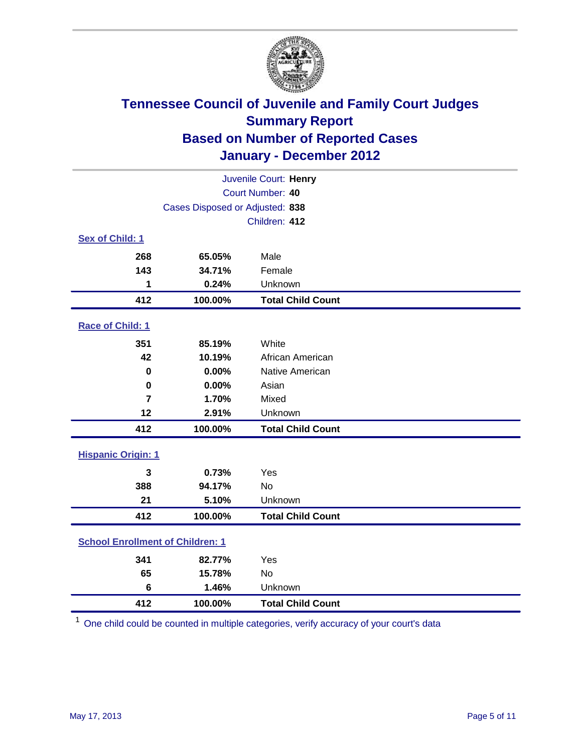# Tennessee Council of Juvenile and Family Court Judges
## Summary Report
## Based on Number of Reported Cases
## January - December 2012

Juvenile Court: **Henry**
Court Number: **40**
Cases Disposed or Adjusted: **838**
Children: **412**

### Sex of Child: 1

| | | |
|---|---|---|
| 268 | 65.05% | Male |
| 143 | 34.71% | Female |
| 1 | 0.24% | Unknown |
| **412** | **100.00%** | **Total Child Count** |

### Race of Child: 1

| | | |
|---|---|---|
| 351 | 85.19% | White |
| 42 | 10.19% | African American |
| 0 | 0.00% | Native American |
| 0 | 0.00% | Asian |
| 7 | 1.70% | Mixed |
| 12 | 2.91% | Unknown |
| **412** | **100.00%** | **Total Child Count** |

### Hispanic Origin: 1

| | | |
|---|---|---|
| 3 | 0.73% | Yes |
| 388 | 94.17% | No |
| 21 | 5.10% | Unknown |
| **412** | **100.00%** | **Total Child Count** |

### School Enrollment of Children: 1

| | | |
|---|---|---|
| 341 | 82.77% | Yes |
| 65 | 15.78% | No |
| 6 | 1.46% | Unknown |
| **412** | **100.00%** | **Total Child Count** |

[1] One child could be counted in multiple categories, verify accuracy of your court's data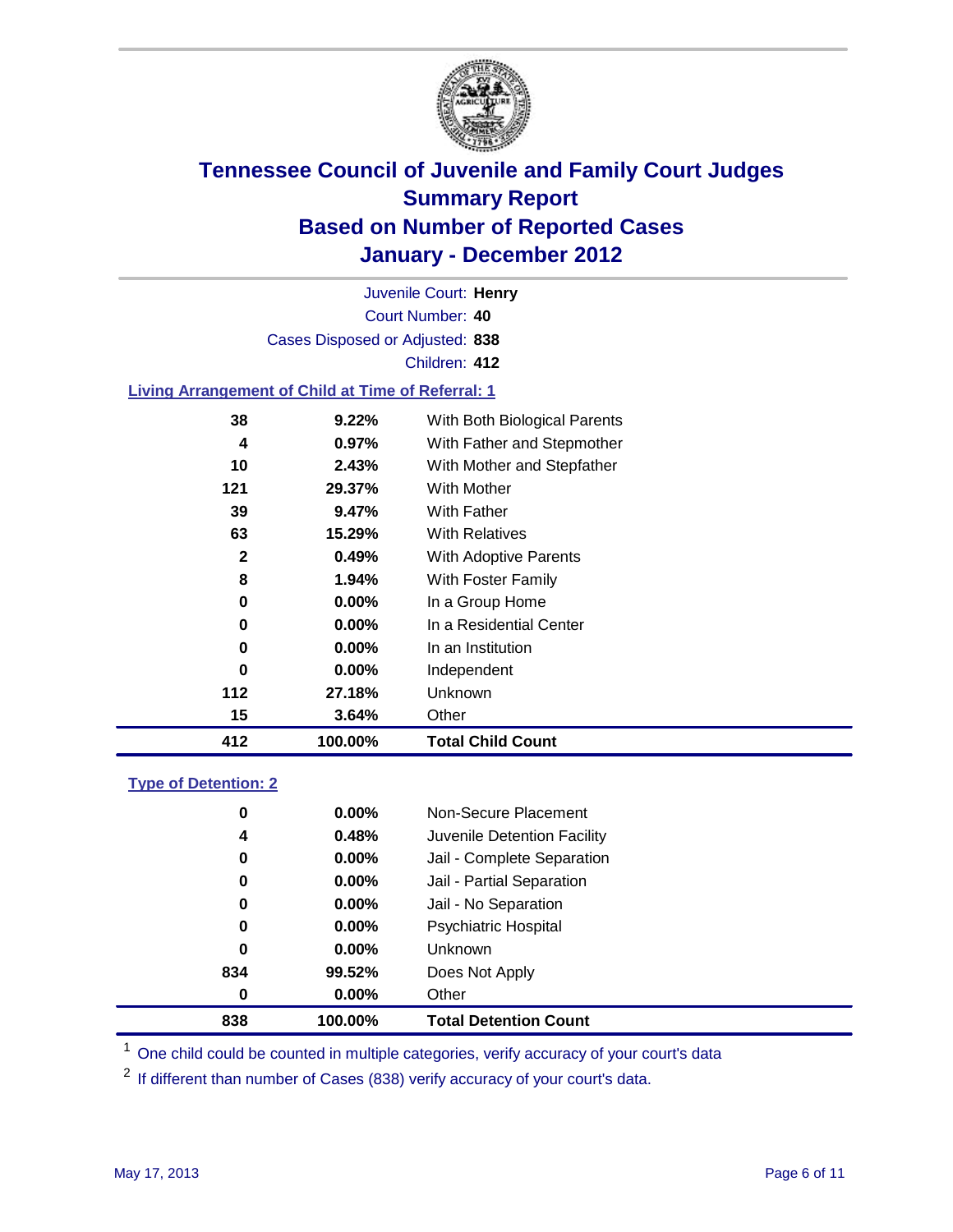# Tennessee Council of Juvenile and Family Court Judges
# Summary Report
# Based on Number of Reported Cases
# January - December 2012

Juvenile Court: **Henry**

Court Number: **40**

Cases Disposed or Adjusted: **838**

Children: **412**

## Living Arrangement of Child at Time of Referral: 1

| Count | Percent | Category |
|---|---|---|
| 38 | 9.22% | With Both Biological Parents |
| 4 | 0.97% | With Father and Stepmother |
| 10 | 2.43% | With Mother and Stepfather |
| 121 | 29.37% | With Mother |
| 39 | 9.47% | With Father |
| 63 | 15.29% | With Relatives |
| 2 | 0.49% | With Adoptive Parents |
| 8 | 1.94% | With Foster Family |
| 0 | 0.00% | In a Group Home |
| 0 | 0.00% | In a Residential Center |
| 0 | 0.00% | In an Institution |
| 0 | 0.00% | Independent |
| 112 | 27.18% | Unknown |
| 15 | 3.64% | Other |
| **412** | **100.00%** | **Total Child Count** |

## Type of Detention: 2

| Count | Percent | Category |
|---|---|---|
| 0 | 0.00% | Non-Secure Placement |
| 4 | 0.48% | Juvenile Detention Facility |
| 0 | 0.00% | Jail - Complete Separation |
| 0 | 0.00% | Jail - Partial Separation |
| 0 | 0.00% | Jail - No Separation |
| 0 | 0.00% | Psychiatric Hospital |
| 0 | 0.00% | Unknown |
| 834 | 99.52% | Does Not Apply |
| 0 | 0.00% | Other |
| **838** | **100.00%** | **Total Detention Count** |

[1] One child could be counted in multiple categories, verify accuracy of your court's data

[2] If different than number of Cases (838) verify accuracy of your court's data.

May 17, 2013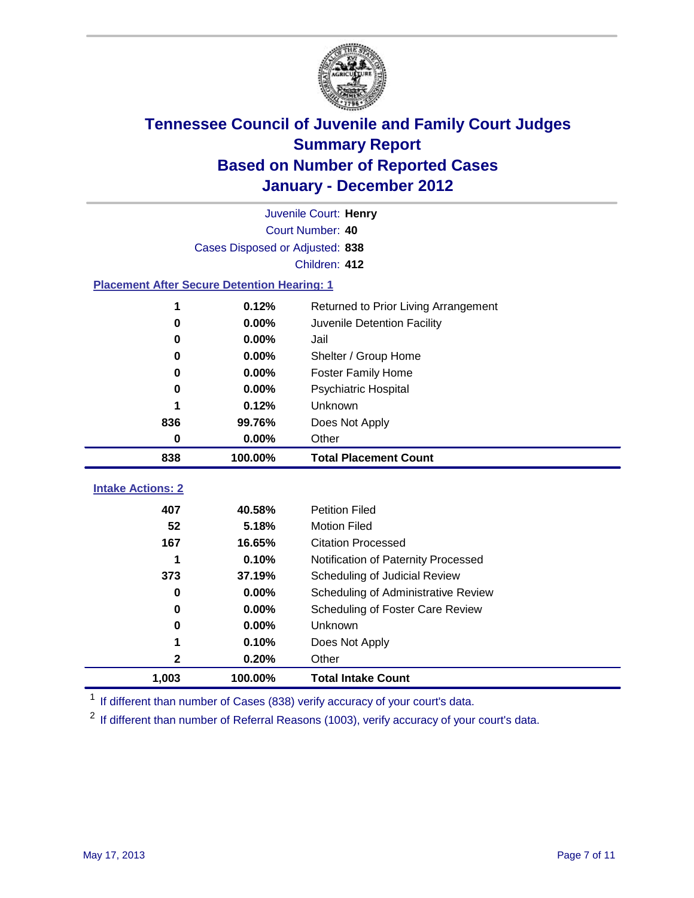# Tennessee Council of Juvenile and Family Court Judges
## Summary Report
## Based on Number of Reported Cases
## January - December 2012

Juvenile Court: **Henry**
Court Number: **40**
Cases Disposed or Adjusted: **838**
Children: **412**

### Placement After Secure Detention Hearing: 1

| Count | Percent | Placement |
|---|---|---|
| 1 | 0.12% | Returned to Prior Living Arrangement |
| 0 | 0.00% | Juvenile Detention Facility |
| 0 | 0.00% | Jail |
| 0 | 0.00% | Shelter / Group Home |
| 0 | 0.00% | Foster Family Home |
| 0 | 0.00% | Psychiatric Hospital |
| 1 | 0.12% | Unknown |
| 836 | 99.76% | Does Not Apply |
| 0 | 0.00% | Other |
| **838** | **100.00%** | **Total Placement Count** |

### Intake Actions: 2

| Count | Percent | Intake Action |
|---|---|---|
| 407 | 40.58% | Petition Filed |
| 52 | 5.18% | Motion Filed |
| 167 | 16.65% | Citation Processed |
| 1 | 0.10% | Notification of Paternity Processed |
| 373 | 37.19% | Scheduling of Judicial Review |
| 0 | 0.00% | Scheduling of Administrative Review |
| 0 | 0.00% | Scheduling of Foster Care Review |
| 0 | 0.00% | Unknown |
| 1 | 0.10% | Does Not Apply |
| 2 | 0.20% | Other |
| **1,003** | **100.00%** | **Total Intake Count** |

[1] If different than number of Cases (838) verify accuracy of your court's data.

[2] If different than number of Referral Reasons (1003), verify accuracy of your court's data.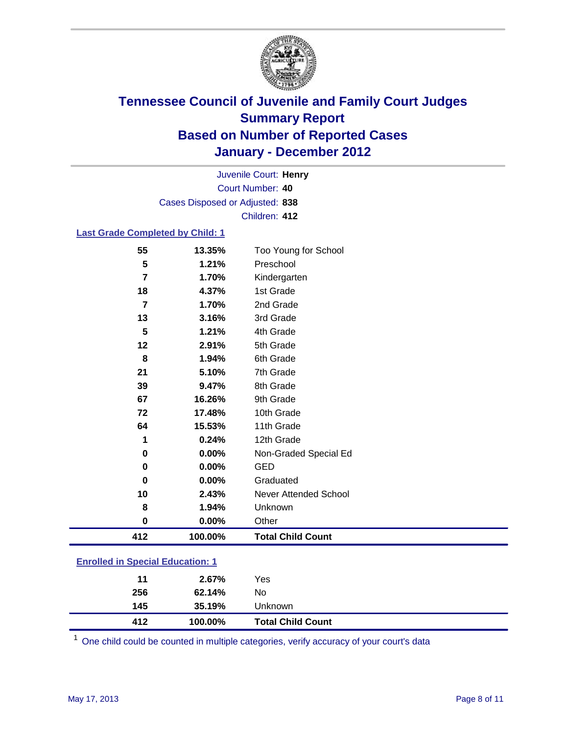# Tennessee Council of Juvenile and Family Court Judges
## Summary Report
## Based on Number of Reported Cases
## January - December 2012

Juvenile Court: **Henry**
Court Number: **40**
Cases Disposed or Adjusted: **838**
Children: **412**

### Last Grade Completed by Child: 1

| | | |
|---|---|---|
| 55 | 13.35% | Too Young for School |
| 5 | 1.21% | Preschool |
| 7 | 1.70% | Kindergarten |
| 18 | 4.37% | 1st Grade |
| 7 | 1.70% | 2nd Grade |
| 13 | 3.16% | 3rd Grade |
| 5 | 1.21% | 4th Grade |
| 12 | 2.91% | 5th Grade |
| 8 | 1.94% | 6th Grade |
| 21 | 5.10% | 7th Grade |
| 39 | 9.47% | 8th Grade |
| 67 | 16.26% | 9th Grade |
| 72 | 17.48% | 10th Grade |
| 64 | 15.53% | 11th Grade |
| 1 | 0.24% | 12th Grade |
| 0 | 0.00% | Non-Graded Special Ed |
| 0 | 0.00% | GED |
| 0 | 0.00% | Graduated |
| 10 | 2.43% | Never Attended School |
| 8 | 1.94% | Unknown |
| 0 | 0.00% | Other |
| **412** | **100.00%** | **Total Child Count** |

### Enrolled in Special Education: 1

| | | |
|---|---|---|
| 11 | 2.67% | Yes |
| 256 | 62.14% | No |
| 145 | 35.19% | Unknown |
| **412** | **100.00%** | **Total Child Count** |

[1] One child could be counted in multiple categories, verify accuracy of your court's data

May 17, 2013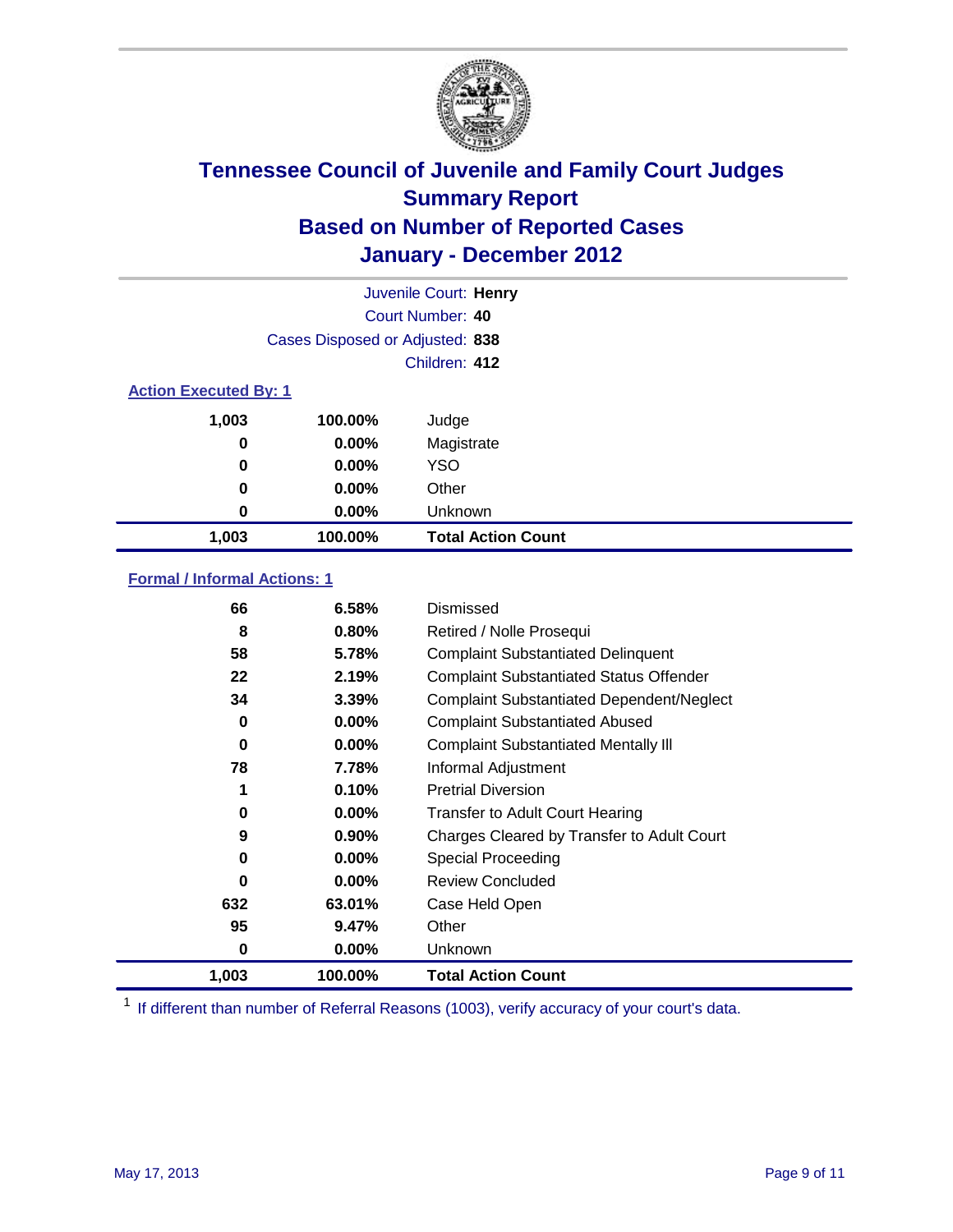# Tennessee Council of Juvenile and Family Court Judges
## Summary Report
## Based on Number of Reported Cases
## January - December 2012

Juvenile Court: **Henry**
Court Number: **40**
Cases Disposed or Adjusted: **838**
Children: **412**

### Action Executed By: 1

| | | |
|---|---|---|
| 1,003 | 100.00% | Judge |
| 0 | 0.00% | Magistrate |
| 0 | 0.00% | YSO |
| 0 | 0.00% | Other |
| 0 | 0.00% | Unknown |
| **1,003** | **100.00%** | **Total Action Count** |

### Formal / Informal Actions: 1

| | | |
|---|---|---|
| 66 | 6.58% | Dismissed |
| 8 | 0.80% | Retired / Nolle Prosequi |
| 58 | 5.78% | Complaint Substantiated Delinquent |
| 22 | 2.19% | Complaint Substantiated Status Offender |
| 34 | 3.39% | Complaint Substantiated Dependent/Neglect |
| 0 | 0.00% | Complaint Substantiated Abused |
| 0 | 0.00% | Complaint Substantiated Mentally Ill |
| 78 | 7.78% | Informal Adjustment |
| 1 | 0.10% | Pretrial Diversion |
| 0 | 0.00% | Transfer to Adult Court Hearing |
| 9 | 0.90% | Charges Cleared by Transfer to Adult Court |
| 0 | 0.00% | Special Proceeding |
| 0 | 0.00% | Review Concluded |
| 632 | 63.01% | Case Held Open |
| 95 | 9.47% | Other |
| 0 | 0.00% | Unknown |
| **1,003** | **100.00%** | **Total Action Count** |

[1] If different than number of Referral Reasons (1003), verify accuracy of your court's data.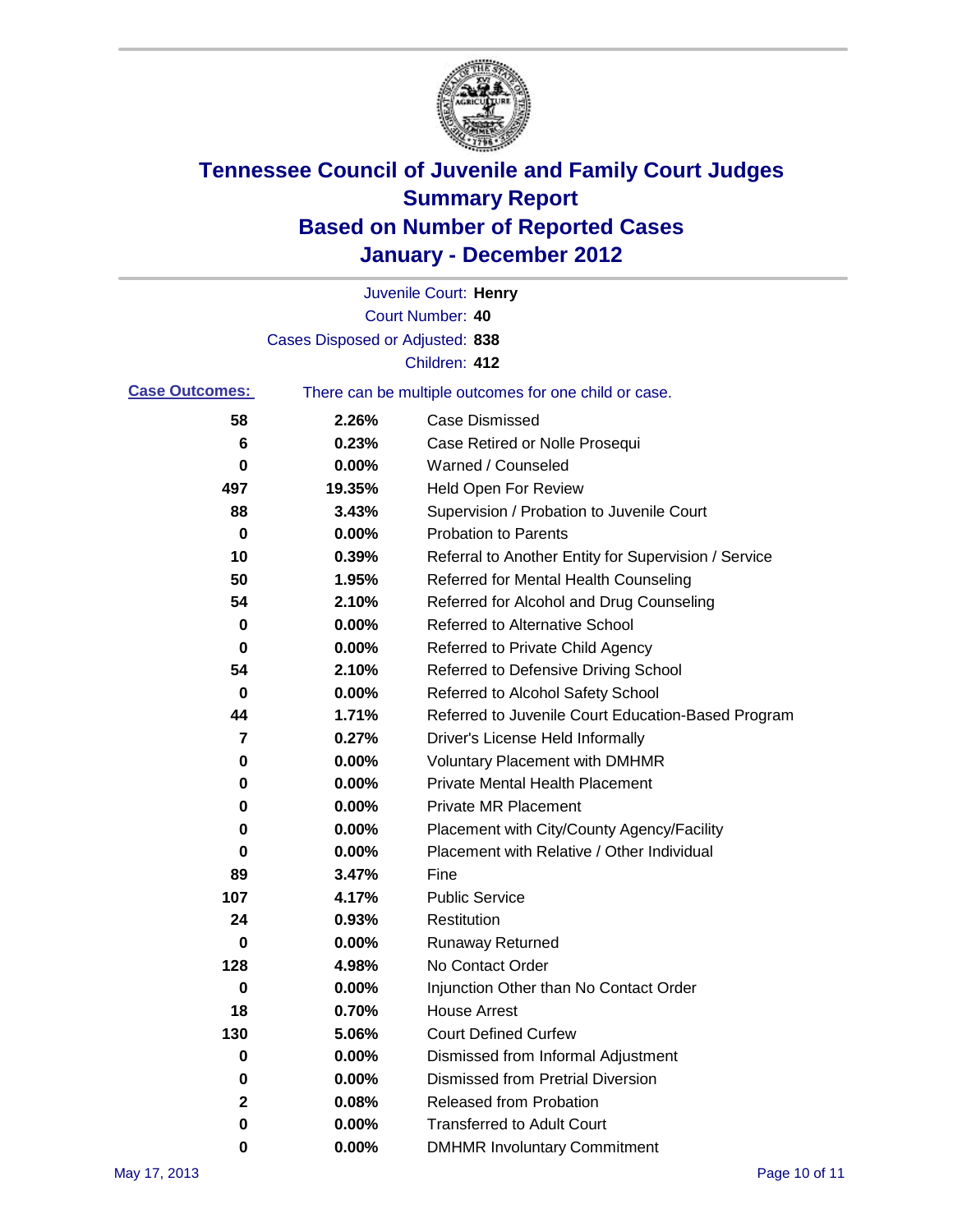# Tennessee Council of Juvenile and Family Court Judges
# Summary Report
# Based on Number of Reported Cases
# January - December 2012

Juvenile Court: **Henry**
Court Number: **40**
Cases Disposed or Adjusted: **838**
Children: **412**

**Case Outcomes:** There can be multiple outcomes for one child or case.

| Count | Percent | Outcome |
|---|---|---|
| 58 | 2.26% | Case Dismissed |
| 6 | 0.23% | Case Retired or Nolle Prosequi |
| 0 | 0.00% | Warned / Counseled |
| 497 | 19.35% | Held Open For Review |
| 88 | 3.43% | Supervision / Probation to Juvenile Court |
| 0 | 0.00% | Probation to Parents |
| 10 | 0.39% | Referral to Another Entity for Supervision / Service |
| 50 | 1.95% | Referred for Mental Health Counseling |
| 54 | 2.10% | Referred for Alcohol and Drug Counseling |
| 0 | 0.00% | Referred to Alternative School |
| 0 | 0.00% | Referred to Private Child Agency |
| 54 | 2.10% | Referred to Defensive Driving School |
| 0 | 0.00% | Referred to Alcohol Safety School |
| 44 | 1.71% | Referred to Juvenile Court Education-Based Program |
| 7 | 0.27% | Driver's License Held Informally |
| 0 | 0.00% | Voluntary Placement with DMHMR |
| 0 | 0.00% | Private Mental Health Placement |
| 0 | 0.00% | Private MR Placement |
| 0 | 0.00% | Placement with City/County Agency/Facility |
| 0 | 0.00% | Placement with Relative / Other Individual |
| 89 | 3.47% | Fine |
| 107 | 4.17% | Public Service |
| 24 | 0.93% | Restitution |
| 0 | 0.00% | Runaway Returned |
| 128 | 4.98% | No Contact Order |
| 0 | 0.00% | Injunction Other than No Contact Order |
| 18 | 0.70% | House Arrest |
| 130 | 5.06% | Court Defined Curfew |
| 0 | 0.00% | Dismissed from Informal Adjustment |
| 0 | 0.00% | Dismissed from Pretrial Diversion |
| 2 | 0.08% | Released from Probation |
| 0 | 0.00% | Transferred to Adult Court |
| 0 | 0.00% | DMHMR Involuntary Commitment |

May 17, 2013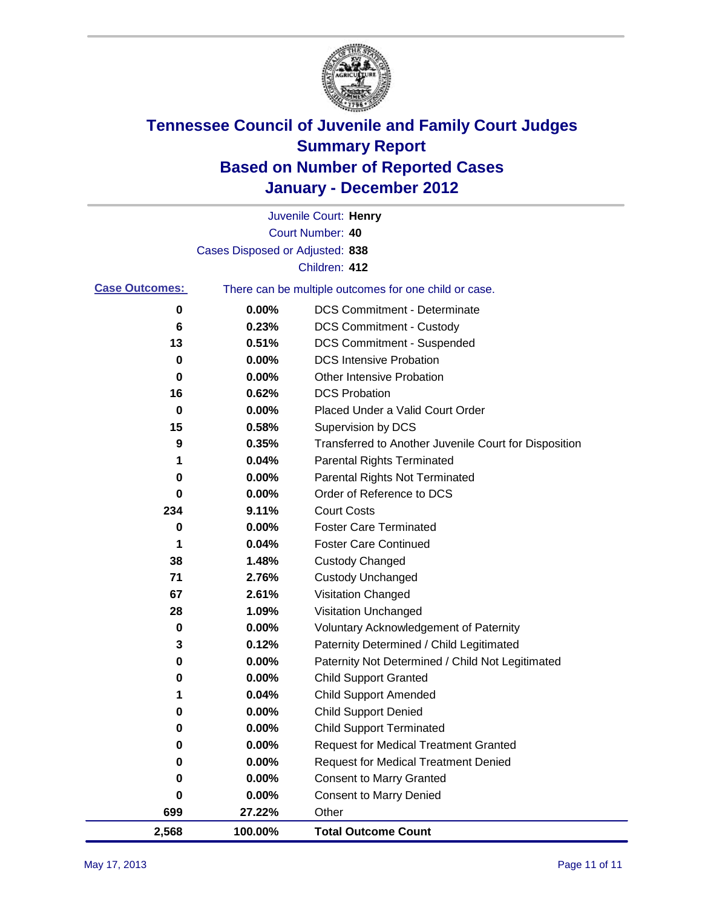# Tennessee Council of Juvenile and Family Court Judges
# Summary Report
# Based on Number of Reported Cases
# January - December 2012

Juvenile Court: **Henry**

Court Number: **40**

Cases Disposed or Adjusted: **838**

Children: **412**

**Case Outcomes:** There can be multiple outcomes for one child or case.

| | | |
|---|---|---|
| 0 | 0.00% | DCS Commitment - Determinate |
| 6 | 0.23% | DCS Commitment - Custody |
| 13 | 0.51% | DCS Commitment - Suspended |
| 0 | 0.00% | DCS Intensive Probation |
| 0 | 0.00% | Other Intensive Probation |
| 16 | 0.62% | DCS Probation |
| 0 | 0.00% | Placed Under a Valid Court Order |
| 15 | 0.58% | Supervision by DCS |
| 9 | 0.35% | Transferred to Another Juvenile Court for Disposition |
| 1 | 0.04% | Parental Rights Terminated |
| 0 | 0.00% | Parental Rights Not Terminated |
| 0 | 0.00% | Order of Reference to DCS |
| 234 | 9.11% | Court Costs |
| 0 | 0.00% | Foster Care Terminated |
| 1 | 0.04% | Foster Care Continued |
| 38 | 1.48% | Custody Changed |
| 71 | 2.76% | Custody Unchanged |
| 67 | 2.61% | Visitation Changed |
| 28 | 1.09% | Visitation Unchanged |
| 0 | 0.00% | Voluntary Acknowledgement of Paternity |
| 3 | 0.12% | Paternity Determined / Child Legitimated |
| 0 | 0.00% | Paternity Not Determined / Child Not Legitimated |
| 0 | 0.00% | Child Support Granted |
| 1 | 0.04% | Child Support Amended |
| 0 | 0.00% | Child Support Denied |
| 0 | 0.00% | Child Support Terminated |
| 0 | 0.00% | Request for Medical Treatment Granted |
| 0 | 0.00% | Request for Medical Treatment Denied |
| 0 | 0.00% | Consent to Marry Granted |
| 0 | 0.00% | Consent to Marry Denied |
| 699 | 27.22% | Other |
| **2,568** | **100.00%** | **Total Outcome Count** |